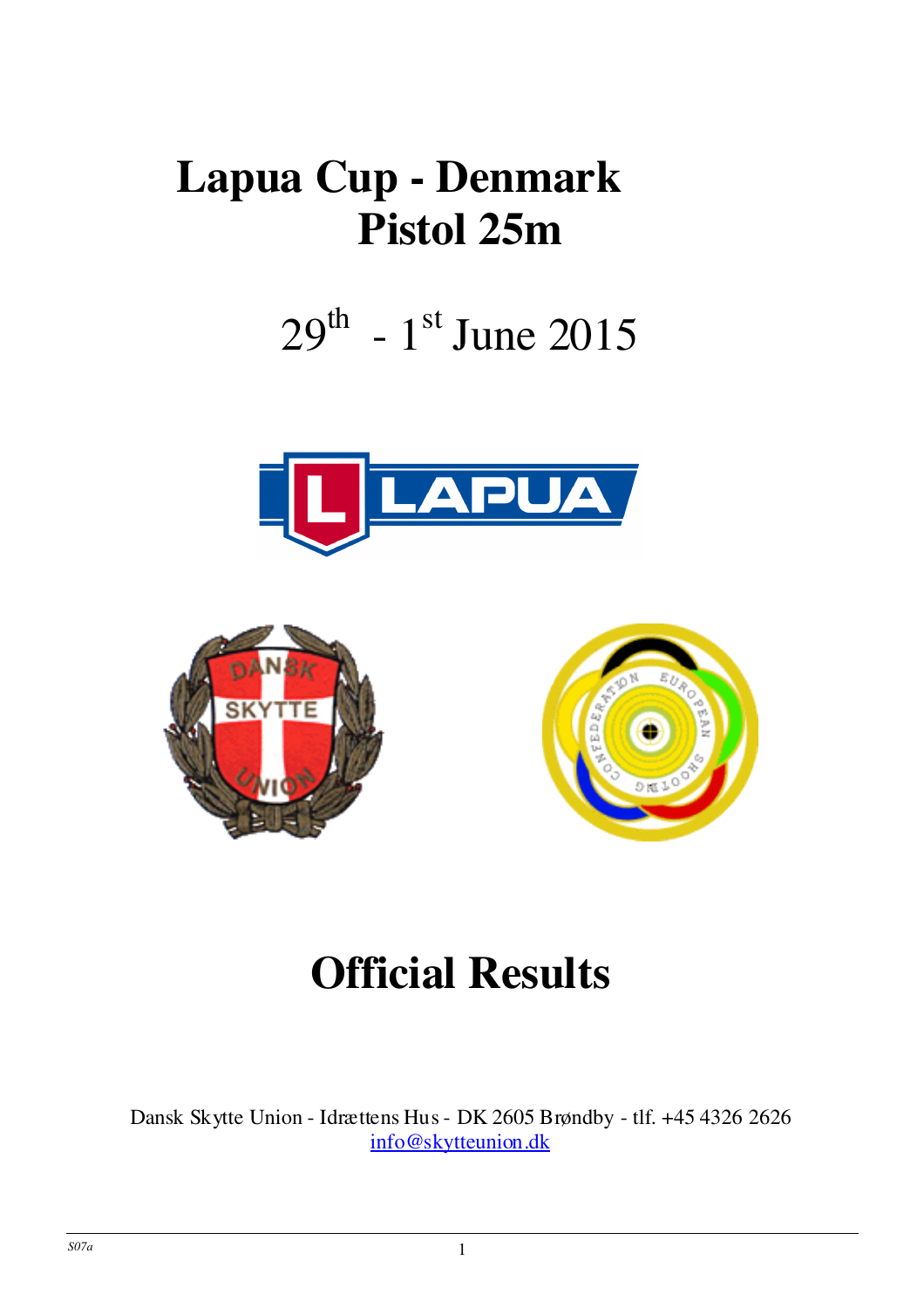# Lapua Cup - Denmark
# Pistol 25m

29th - 1st June 2015

# Official Results

Dansk Skytte Union - Idrættens Hus - DK 2605 Brøndby - tlf. +45 4326 2626
info@skytteunion.dk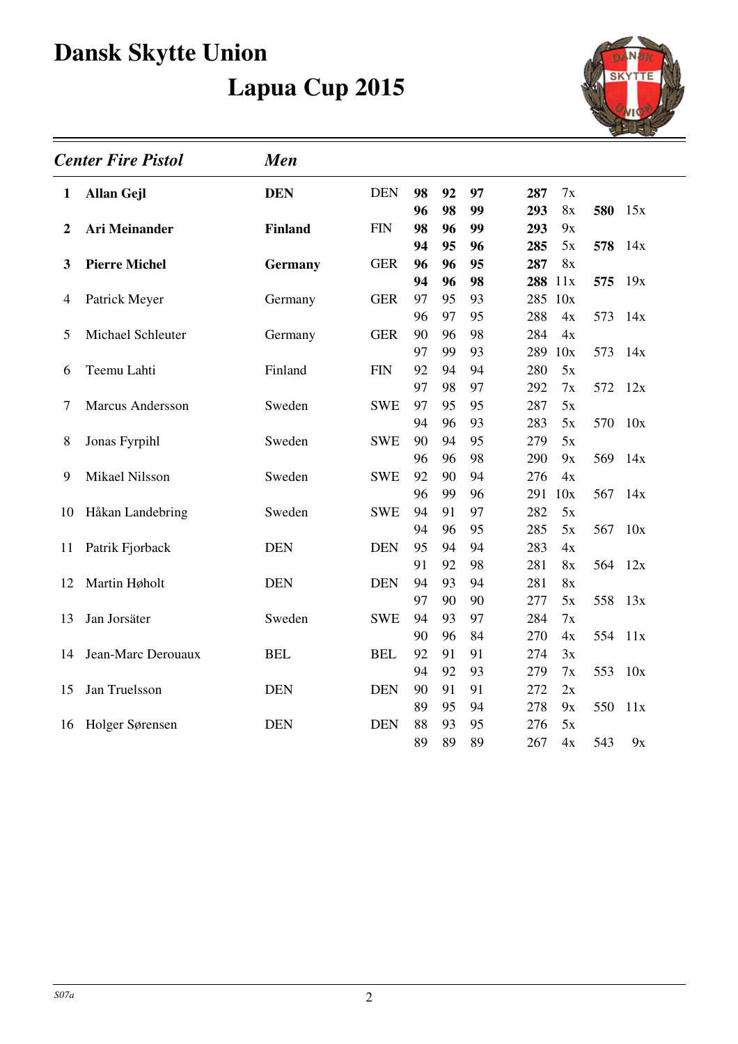# Dansk Skytte Union

## Lapua Cup 2015

### *Center Fire Pistol* — *Men*

| Rank | Name | Club | Nation | S1 | S2 | S3 | Sum | X | Total | X |
|---|---|---|---|---|---|---|---|---|---|---|
| **1** | **Allan Gejl** | **DEN** | DEN | **98** | **92** | **97** | **287** | 7x | | |
| | | | | **96** | **98** | **99** | **293** | 8x | **580** | 15x |
| **2** | **Ari Meinander** | **Finland** | FIN | **98** | **96** | **99** | **293** | 9x | | |
| | | | | **94** | **95** | **96** | **285** | 5x | **578** | 14x |
| **3** | **Pierre Michel** | **Germany** | GER | **96** | **96** | **95** | **287** | 8x | | |
| | | | | **94** | **96** | **98** | **288** | 11x | **575** | 19x |
| 4 | Patrick Meyer | Germany | GER | 97 | 95 | 93 | 285 | 10x | | |
| | | | | 96 | 97 | 95 | 288 | 4x | 573 | 14x |
| 5 | Michael Schleuter | Germany | GER | 90 | 96 | 98 | 284 | 4x | | |
| | | | | 97 | 99 | 93 | 289 | 10x | 573 | 14x |
| 6 | Teemu Lahti | Finland | FIN | 92 | 94 | 94 | 280 | 5x | | |
| | | | | 97 | 98 | 97 | 292 | 7x | 572 | 12x |
| 7 | Marcus Andersson | Sweden | SWE | 97 | 95 | 95 | 287 | 5x | | |
| | | | | 94 | 96 | 93 | 283 | 5x | 570 | 10x |
| 8 | Jonas Fyrpihl | Sweden | SWE | 90 | 94 | 95 | 279 | 5x | | |
| | | | | 96 | 96 | 98 | 290 | 9x | 569 | 14x |
| 9 | Mikael Nilsson | Sweden | SWE | 92 | 90 | 94 | 276 | 4x | | |
| | | | | 96 | 99 | 96 | 291 | 10x | 567 | 14x |
| 10 | Håkan Landebring | Sweden | SWE | 94 | 91 | 97 | 282 | 5x | | |
| | | | | 94 | 96 | 95 | 285 | 5x | 567 | 10x |
| 11 | Patrik Fjorback | DEN | DEN | 95 | 94 | 94 | 283 | 4x | | |
| | | | | 91 | 92 | 98 | 281 | 8x | 564 | 12x |
| 12 | Martin Høholt | DEN | DEN | 94 | 93 | 94 | 281 | 8x | | |
| | | | | 97 | 90 | 90 | 277 | 5x | 558 | 13x |
| 13 | Jan Jorsäter | Sweden | SWE | 94 | 93 | 97 | 284 | 7x | | |
| | | | | 90 | 96 | 84 | 270 | 4x | 554 | 11x |
| 14 | Jean-Marc Derouaux | BEL | BEL | 92 | 91 | 91 | 274 | 3x | | |
| | | | | 94 | 92 | 93 | 279 | 7x | 553 | 10x |
| 15 | Jan Truelsson | DEN | DEN | 90 | 91 | 91 | 272 | 2x | | |
| | | | | 89 | 95 | 94 | 278 | 9x | 550 | 11x |
| 16 | Holger Sørensen | DEN | DEN | 88 | 93 | 95 | 276 | 5x | | |
| | | | | 89 | 89 | 89 | 267 | 4x | 543 | 9x |

*S07a*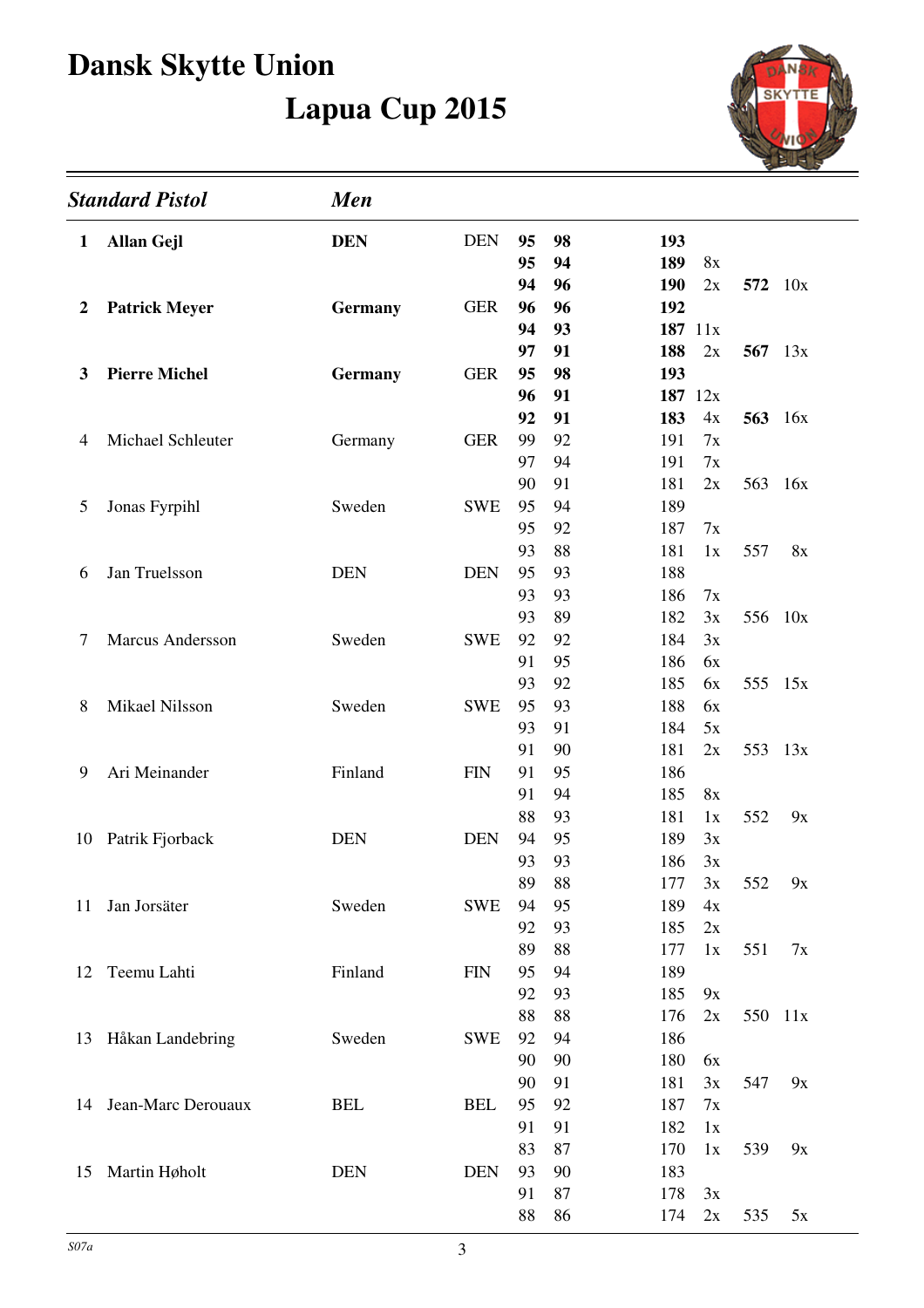# Dansk Skytte Union

## Lapua Cup 2015

| ***Standard Pistol*** | | ***Men*** | | | | | | | |
|---|---|---|---|---|---|---|---|---|---|
| **1** | **Allan Gejl** | **DEN** | DEN | **95** | **98** | **193** | | | |
| | | | | **95** | **94** | **189** | 8x | | |
| | | | | **94** | **96** | **190** | 2x | **572** | 10x |
| **2** | **Patrick Meyer** | **Germany** | GER | **96** | **96** | **192** | | | |
| | | | | **94** | **93** | **187** | 11x | | |
| | | | | **97** | **91** | **188** | 2x | **567** | 13x |
| **3** | **Pierre Michel** | **Germany** | GER | **95** | **98** | **193** | | | |
| | | | | **96** | **91** | **187** | 12x | | |
| | | | | **92** | **91** | **183** | 4x | **563** | 16x |
| 4 | Michael Schleuter | Germany | GER | 99 | 92 | 191 | 7x | | |
| | | | | 97 | 94 | 191 | 7x | | |
| | | | | 90 | 91 | 181 | 2x | 563 | 16x |
| 5 | Jonas Fyrpihl | Sweden | SWE | 95 | 94 | 189 | | | |
| | | | | 95 | 92 | 187 | 7x | | |
| | | | | 93 | 88 | 181 | 1x | 557 | 8x |
| 6 | Jan Truelsson | DEN | DEN | 95 | 93 | 188 | | | |
| | | | | 93 | 93 | 186 | 7x | | |
| | | | | 93 | 89 | 182 | 3x | 556 | 10x |
| 7 | Marcus Andersson | Sweden | SWE | 92 | 92 | 184 | 3x | | |
| | | | | 91 | 95 | 186 | 6x | | |
| | | | | 93 | 92 | 185 | 6x | 555 | 15x |
| 8 | Mikael Nilsson | Sweden | SWE | 95 | 93 | 188 | 6x | | |
| | | | | 93 | 91 | 184 | 5x | | |
| | | | | 91 | 90 | 181 | 2x | 553 | 13x |
| 9 | Ari Meinander | Finland | FIN | 91 | 95 | 186 | | | |
| | | | | 91 | 94 | 185 | 8x | | |
| | | | | 88 | 93 | 181 | 1x | 552 | 9x |
| 10 | Patrik Fjorback | DEN | DEN | 94 | 95 | 189 | 3x | | |
| | | | | 93 | 93 | 186 | 3x | | |
| | | | | 89 | 88 | 177 | 3x | 552 | 9x |
| 11 | Jan Jorsäter | Sweden | SWE | 94 | 95 | 189 | 4x | | |
| | | | | 92 | 93 | 185 | 2x | | |
| | | | | 89 | 88 | 177 | 1x | 551 | 7x |
| 12 | Teemu Lahti | Finland | FIN | 95 | 94 | 189 | | | |
| | | | | 92 | 93 | 185 | 9x | | |
| | | | | 88 | 88 | 176 | 2x | 550 | 11x |
| 13 | Håkan Landebring | Sweden | SWE | 92 | 94 | 186 | | | |
| | | | | 90 | 90 | 180 | 6x | | |
| | | | | 90 | 91 | 181 | 3x | 547 | 9x |
| 14 | Jean-Marc Derouaux | BEL | BEL | 95 | 92 | 187 | 7x | | |
| | | | | 91 | 91 | 182 | 1x | | |
| | | | | 83 | 87 | 170 | 1x | 539 | 9x |
| 15 | Martin Høholt | DEN | DEN | 93 | 90 | 183 | | | |
| | | | | 91 | 87 | 178 | 3x | | |
| | | | | 88 | 86 | 174 | 2x | 535 | 5x |

*S07a*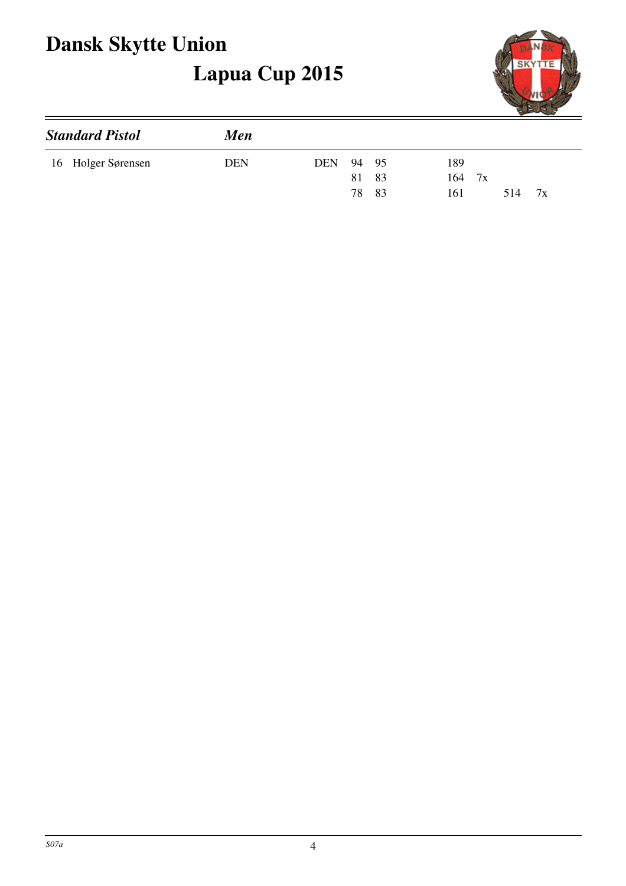# Dansk Skytte Union

## Lapua Cup 2015

### *Standard Pistol* *Men*

| Place | Name | Nation | Club | | | Sum | X | Total | X |
|---|---|---|---|---|---|---|---|---|---|
| 16 | Holger Sørensen | DEN | DEN | 94 | 95 | 189 | | | |
| | | | | 81 | 83 | 164 | 7x | | |
| | | | | 78 | 83 | 161 | | 514 | 7x |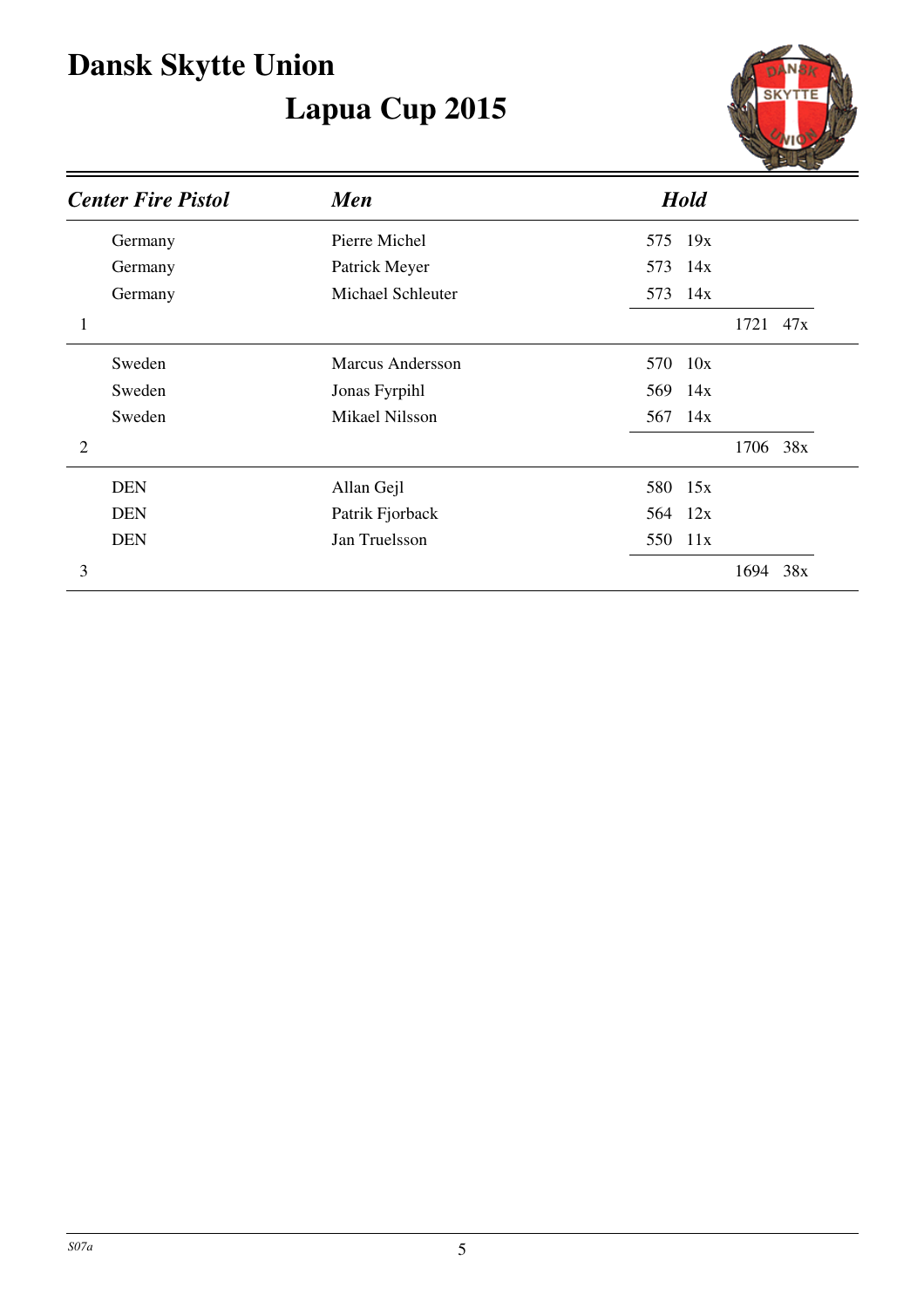# Dansk Skytte Union

## Lapua Cup 2015

| *Center Fire Pistol* | | *Men* | *Hold* | | | |
|---|---|---|---|---|---|---|
| | Germany | Pierre Michel | 575 | 19x | | |
| | Germany | Patrick Meyer | 573 | 14x | | |
| | Germany | Michael Schleuter | 573 | 14x | | |
| 1 | | | | | 1721 | 47x |
| | Sweden | Marcus Andersson | 570 | 10x | | |
| | Sweden | Jonas Fyrpihl | 569 | 14x | | |
| | Sweden | Mikael Nilsson | 567 | 14x | | |
| 2 | | | | | 1706 | 38x |
| | DEN | Allan Gejl | 580 | 15x | | |
| | DEN | Patrik Fjorback | 564 | 12x | | |
| | DEN | Jan Truelsson | 550 | 11x | | |
| 3 | | | | | 1694 | 38x |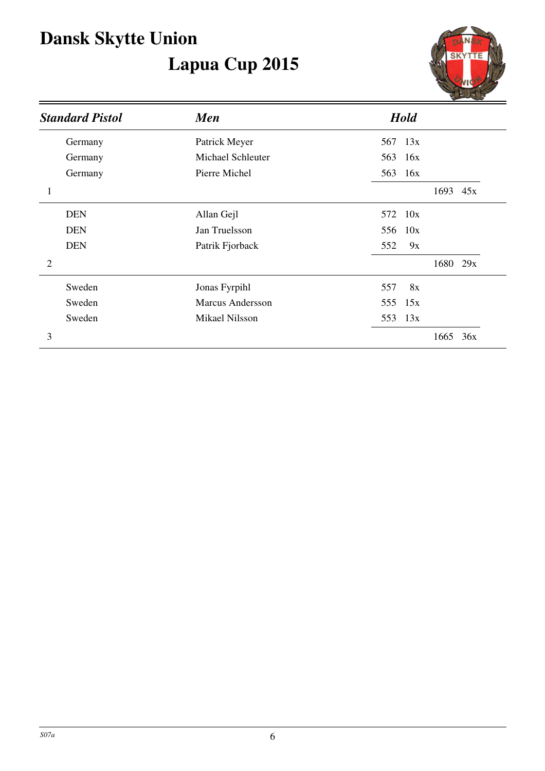# Dansk Skytte Union

## Lapua Cup 2015

| *Standard Pistol* | | *Men* | *Hold* | |
|---|---|---|---|---|
| | Germany | Patrick Meyer | 567 13x | |
| | Germany | Michael Schleuter | 563 16x | |
| | Germany | Pierre Michel | 563 16x | |
| 1 | | | | 1693 45x |
| | DEN | Allan Gejl | 572 10x | |
| | DEN | Jan Truelsson | 556 10x | |
| | DEN | Patrik Fjorback | 552 9x | |
| 2 | | | | 1680 29x |
| | Sweden | Jonas Fyrpihl | 557 8x | |
| | Sweden | Marcus Andersson | 555 15x | |
| | Sweden | Mikael Nilsson | 553 13x | |
| 3 | | | | 1665 36x |

*S07a*